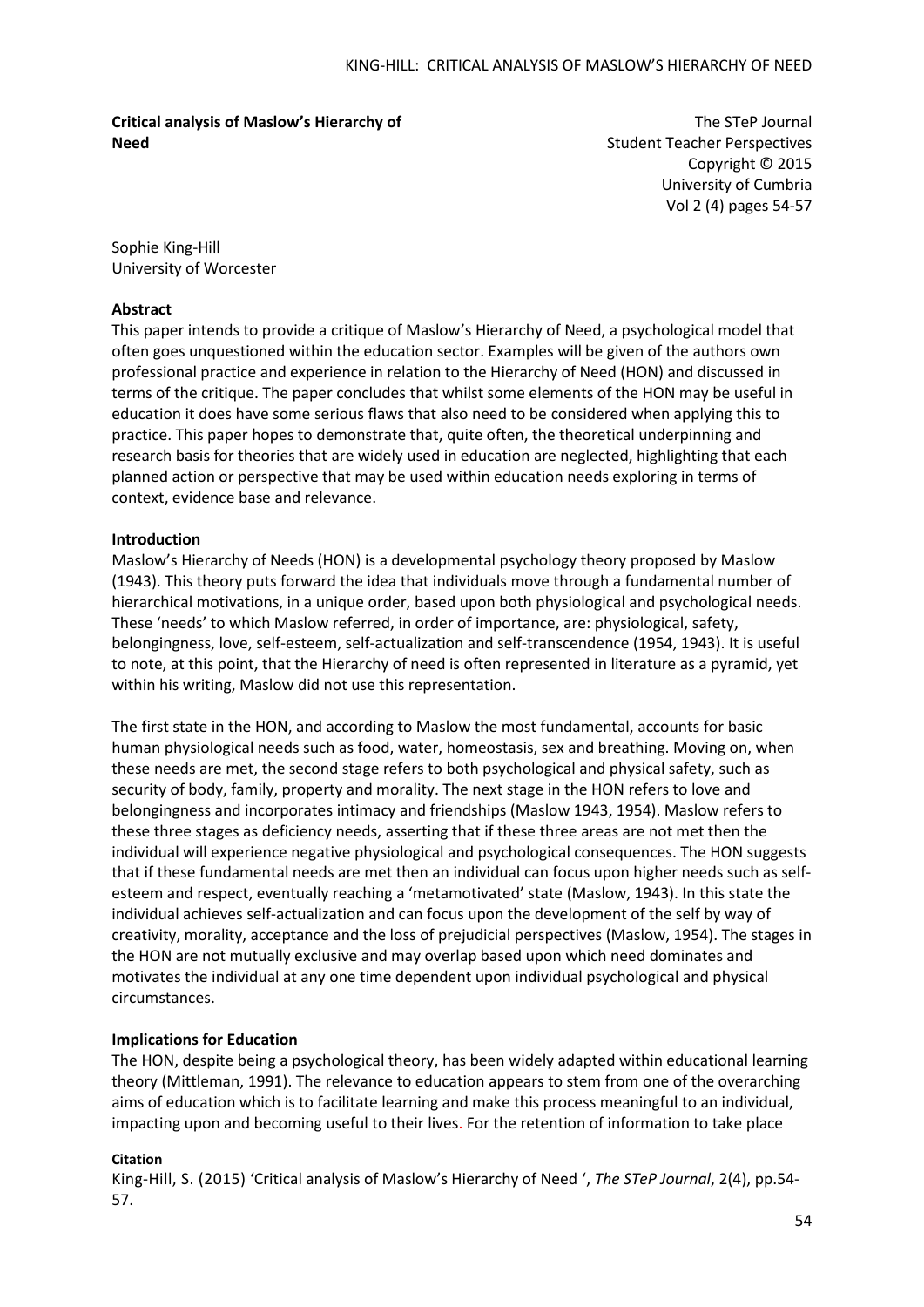**Critical analysis of Maslow's Hierarchy of Need**

The STeP Journal
Student Teacher Perspectives
Copyright © 2015
University of Cumbria
Vol 2 (4) pages 54-57

Sophie King-Hill
University of Worcester

**Abstract**

This paper intends to provide a critique of Maslow's Hierarchy of Need, a psychological model that often goes unquestioned within the education sector. Examples will be given of the authors own professional practice and experience in relation to the Hierarchy of Need (HON) and discussed in terms of the critique. The paper concludes that whilst some elements of the HON may be useful in education it does have some serious flaws that also need to be considered when applying this to practice. This paper hopes to demonstrate that, quite often, the theoretical underpinning and research basis for theories that are widely used in education are neglected, highlighting that each planned action or perspective that may be used within education needs exploring in terms of context, evidence base and relevance.

**Introduction**

Maslow's Hierarchy of Needs (HON) is a developmental psychology theory proposed by Maslow (1943). This theory puts forward the idea that individuals move through a fundamental number of hierarchical motivations, in a unique order, based upon both physiological and psychological needs. These 'needs' to which Maslow referred, in order of importance, are: physiological, safety, belongingness, love, self-esteem, self-actualization and self-transcendence (1954, 1943). It is useful to note, at this point, that the Hierarchy of need is often represented in literature as a pyramid, yet within his writing, Maslow did not use this representation.

The first state in the HON, and according to Maslow the most fundamental, accounts for basic human physiological needs such as food, water, homeostasis, sex and breathing. Moving on, when these needs are met, the second stage refers to both psychological and physical safety, such as security of body, family, property and morality. The next stage in the HON refers to love and belongingness and incorporates intimacy and friendships (Maslow 1943, 1954). Maslow refers to these three stages as deficiency needs, asserting that if these three areas are not met then the individual will experience negative physiological and psychological consequences. The HON suggests that if these fundamental needs are met then an individual can focus upon higher needs such as self-esteem and respect, eventually reaching a 'metamotivated' state (Maslow, 1943). In this state the individual achieves self-actualization and can focus upon the development of the self by way of creativity, morality, acceptance and the loss of prejudicial perspectives (Maslow, 1954). The stages in the HON are not mutually exclusive and may overlap based upon which need dominates and motivates the individual at any one time dependent upon individual psychological and physical circumstances.

**Implications for Education**

The HON, despite being a psychological theory, has been widely adapted within educational learning theory (Mittleman, 1991). The relevance to education appears to stem from one of the overarching aims of education which is to facilitate learning and make this process meaningful to an individual, impacting upon and becoming useful to their lives. For the retention of information to take place

**Citation**

King-Hill, S. (2015) 'Critical analysis of Maslow's Hierarchy of Need ', *The STeP Journal*, 2(4), pp.54-57.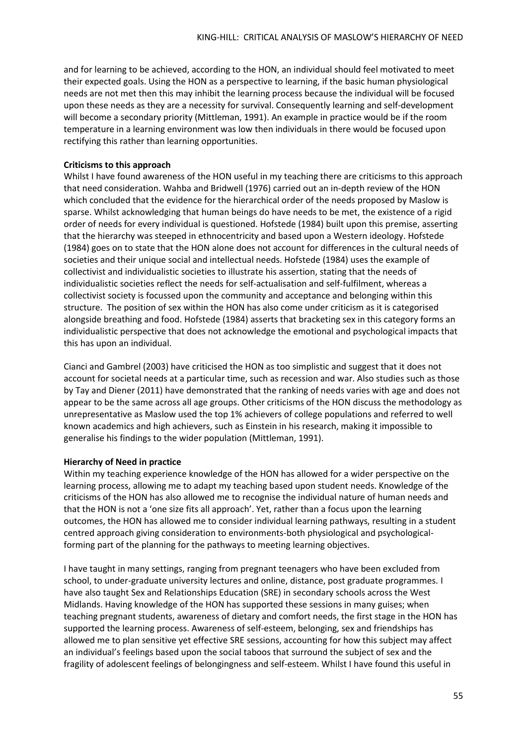and for learning to be achieved, according to the HON, an individual should feel motivated to meet their expected goals. Using the HON as a perspective to learning, if the basic human physiological needs are not met then this may inhibit the learning process because the individual will be focused upon these needs as they are a necessity for survival. Consequently learning and self-development will become a secondary priority (Mittleman, 1991). An example in practice would be if the room temperature in a learning environment was low then individuals in there would be focused upon rectifying this rather than learning opportunities.

**Criticisms to this approach**

Whilst I have found awareness of the HON useful in my teaching there are criticisms to this approach that need consideration. Wahba and Bridwell (1976) carried out an in-depth review of the HON which concluded that the evidence for the hierarchical order of the needs proposed by Maslow is sparse. Whilst acknowledging that human beings do have needs to be met, the existence of a rigid order of needs for every individual is questioned. Hofstede (1984) built upon this premise, asserting that the hierarchy was steeped in ethnocentricity and based upon a Western ideology. Hofstede (1984) goes on to state that the HON alone does not account for differences in the cultural needs of societies and their unique social and intellectual needs. Hofstede (1984) uses the example of collectivist and individualistic societies to illustrate his assertion, stating that the needs of individualistic societies reflect the needs for self-actualisation and self-fulfilment, whereas a collectivist society is focussed upon the community and acceptance and belonging within this structure. The position of sex within the HON has also come under criticism as it is categorised alongside breathing and food. Hofstede (1984) asserts that bracketing sex in this category forms an individualistic perspective that does not acknowledge the emotional and psychological impacts that this has upon an individual.

Cianci and Gambrel (2003) have criticised the HON as too simplistic and suggest that it does not account for societal needs at a particular time, such as recession and war. Also studies such as those by Tay and Diener (2011) have demonstrated that the ranking of needs varies with age and does not appear to be the same across all age groups. Other criticisms of the HON discuss the methodology as unrepresentative as Maslow used the top 1% achievers of college populations and referred to well known academics and high achievers, such as Einstein in his research, making it impossible to generalise his findings to the wider population (Mittleman, 1991).

**Hierarchy of Need in practice**

Within my teaching experience knowledge of the HON has allowed for a wider perspective on the learning process, allowing me to adapt my teaching based upon student needs. Knowledge of the criticisms of the HON has also allowed me to recognise the individual nature of human needs and that the HON is not a 'one size fits all approach'. Yet, rather than a focus upon the learning outcomes, the HON has allowed me to consider individual learning pathways, resulting in a student centred approach giving consideration to environments-both physiological and psychological-forming part of the planning for the pathways to meeting learning objectives.

I have taught in many settings, ranging from pregnant teenagers who have been excluded from school, to under-graduate university lectures and online, distance, post graduate programmes. I have also taught Sex and Relationships Education (SRE) in secondary schools across the West Midlands. Having knowledge of the HON has supported these sessions in many guises; when teaching pregnant students, awareness of dietary and comfort needs, the first stage in the HON has supported the learning process. Awareness of self-esteem, belonging, sex and friendships has allowed me to plan sensitive yet effective SRE sessions, accounting for how this subject may affect an individual's feelings based upon the social taboos that surround the subject of sex and the fragility of adolescent feelings of belongingness and self-esteem. Whilst I have found this useful in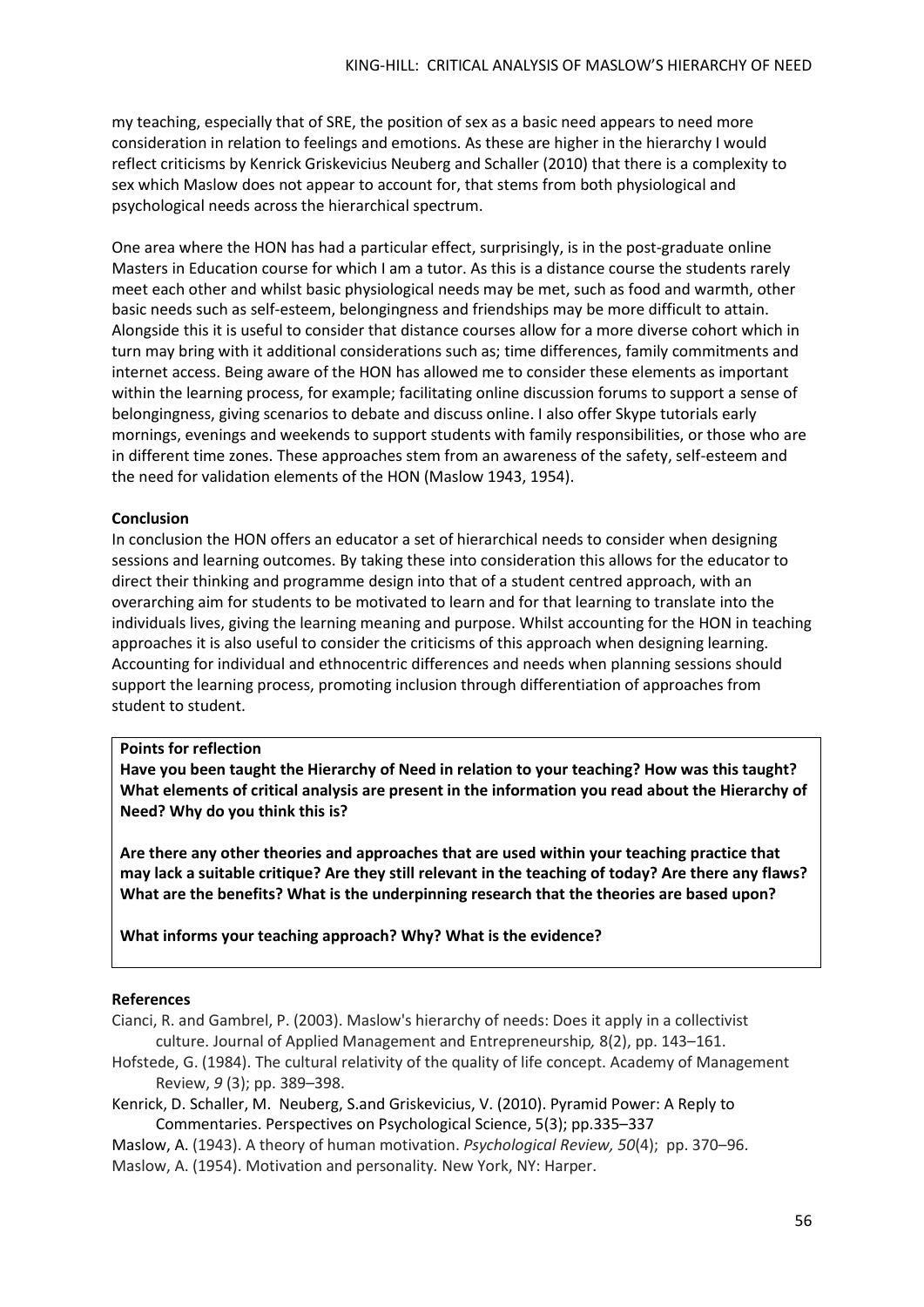my teaching, especially that of SRE, the position of sex as a basic need appears to need more consideration in relation to feelings and emotions. As these are higher in the hierarchy I would reflect criticisms by Kenrick Griskevicius Neuberg and Schaller (2010) that there is a complexity to sex which Maslow does not appear to account for, that stems from both physiological and psychological needs across the hierarchical spectrum.

One area where the HON has had a particular effect, surprisingly, is in the post-graduate online Masters in Education course for which I am a tutor. As this is a distance course the students rarely meet each other and whilst basic physiological needs may be met, such as food and warmth, other basic needs such as self-esteem, belongingness and friendships may be more difficult to attain. Alongside this it is useful to consider that distance courses allow for a more diverse cohort which in turn may bring with it additional considerations such as; time differences, family commitments and internet access. Being aware of the HON has allowed me to consider these elements as important within the learning process, for example; facilitating online discussion forums to support a sense of belongingness, giving scenarios to debate and discuss online. I also offer Skype tutorials early mornings, evenings and weekends to support students with family responsibilities, or those who are in different time zones. These approaches stem from an awareness of the safety, self-esteem and the need for validation elements of the HON (Maslow 1943, 1954).

**Conclusion**

In conclusion the HON offers an educator a set of hierarchical needs to consider when designing sessions and learning outcomes. By taking these into consideration this allows for the educator to direct their thinking and programme design into that of a student centred approach, with an overarching aim for students to be motivated to learn and for that learning to translate into the individuals lives, giving the learning meaning and purpose. Whilst accounting for the HON in teaching approaches it is also useful to consider the criticisms of this approach when designing learning. Accounting for individual and ethnocentric differences and needs when planning sessions should support the learning process, promoting inclusion through differentiation of approaches from student to student.

**Points for reflection**

**Have you been taught the Hierarchy of Need in relation to your teaching? How was this taught? What elements of critical analysis are present in the information you read about the Hierarchy of Need? Why do you think this is?**

**Are there any other theories and approaches that are used within your teaching practice that may lack a suitable critique? Are they still relevant in the teaching of today? Are there any flaws? What are the benefits? What is the underpinning research that the theories are based upon?**

**What informs your teaching approach? Why? What is the evidence?**

**References**

Cianci, R. and Gambrel, P. (2003). Maslow's hierarchy of needs: Does it apply in a collectivist culture. Journal of Applied Management and Entrepreneurship*,* 8(2), pp. 143–161.

Hofstede, G. (1984). The cultural relativity of the quality of life concept. Academy of Management Review, *9* (3); pp. 389–398.

Kenrick, D. Schaller, M. Neuberg, S.and Griskevicius, V. (2010). Pyramid Power: A Reply to Commentaries. Perspectives on Psychological Science, 5(3); pp.335–337

Maslow, A. (1943). A theory of human motivation. *Psychological Review, 50*(4); pp. 370–96.

Maslow, A. (1954). Motivation and personality*.* New York, NY: Harper.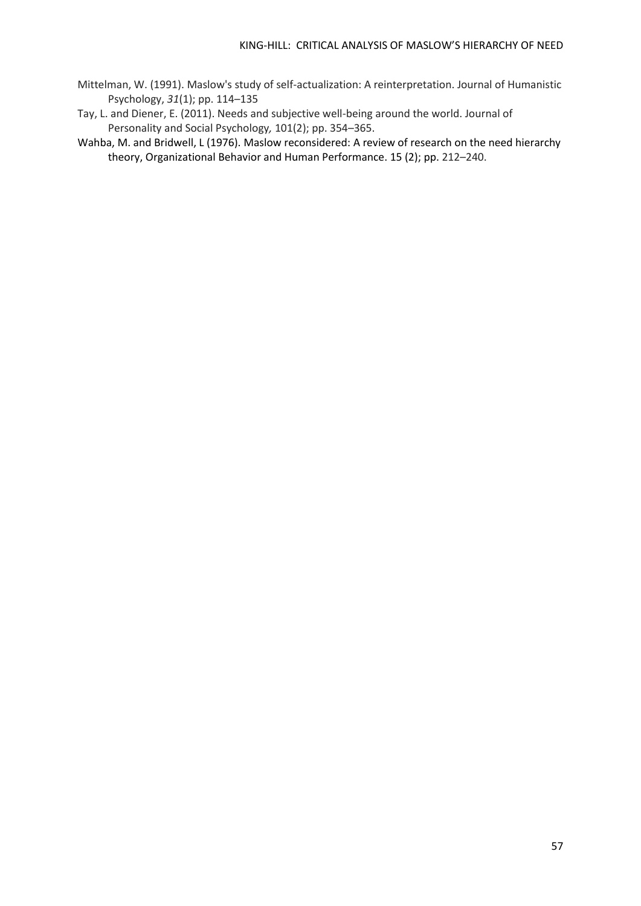Mittelman, W. (1991). Maslow's study of self-actualization: A reinterpretation. Journal of Humanistic Psychology, *31*(1); pp. 114–135

Tay, L. and Diener, E. (2011). Needs and subjective well-being around the world. Journal of Personality and Social Psychology*,* 101(2); pp. 354–365.

Wahba, M. and Bridwell, L (1976). Maslow reconsidered: A review of research on the need hierarchy theory, Organizational Behavior and Human Performance. 15 (2); pp. 212–240.